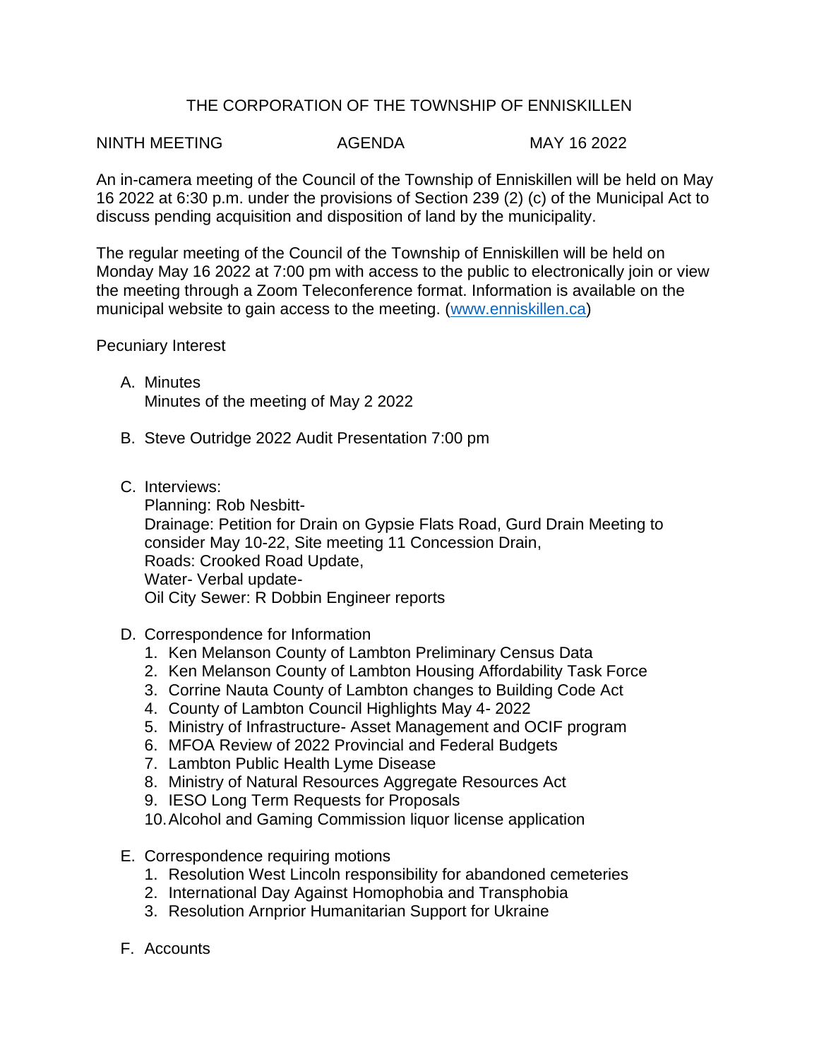# THE CORPORATION OF THE TOWNSHIP OF ENNISKILLEN

NINTH MEETING AGENDA MAY 16 2022

An in-camera meeting of the Council of the Township of Enniskillen will be held on May 16 2022 at 6:30 p.m. under the provisions of Section 239 (2) (c) of the Municipal Act to discuss pending acquisition and disposition of land by the municipality.

The regular meeting of the Council of the Township of Enniskillen will be held on Monday May 16 2022 at 7:00 pm with access to the public to electronically join or view the meeting through a Zoom Teleconference format. Information is available on the municipal website to gain access to the meeting. (www.enniskillen.ca)

Pecuniary Interest

A. Minutes
   Minutes of the meeting of May 2 2022

B. Steve Outridge 2022 Audit Presentation 7:00 pm

C. Interviews:
   Planning: Rob Nesbitt-
   Drainage: Petition for Drain on Gypsie Flats Road, Gurd Drain Meeting to consider May 10-22, Site meeting 11 Concession Drain,
   Roads: Crooked Road Update,
   Water- Verbal update-
   Oil City Sewer: R Dobbin Engineer reports

D. Correspondence for Information
   1. Ken Melanson County of Lambton Preliminary Census Data
   2. Ken Melanson County of Lambton Housing Affordability Task Force
   3. Corrine Nauta County of Lambton changes to Building Code Act
   4. County of Lambton Council Highlights May 4- 2022
   5. Ministry of Infrastructure- Asset Management and OCIF program
   6. MFOA Review of 2022 Provincial and Federal Budgets
   7. Lambton Public Health Lyme Disease
   8. Ministry of Natural Resources Aggregate Resources Act
   9. IESO Long Term Requests for Proposals
   10. Alcohol and Gaming Commission liquor license application

E. Correspondence requiring motions
   1. Resolution West Lincoln responsibility for abandoned cemeteries
   2. International Day Against Homophobia and Transphobia
   3. Resolution Arnprior Humanitarian Support for Ukraine

F. Accounts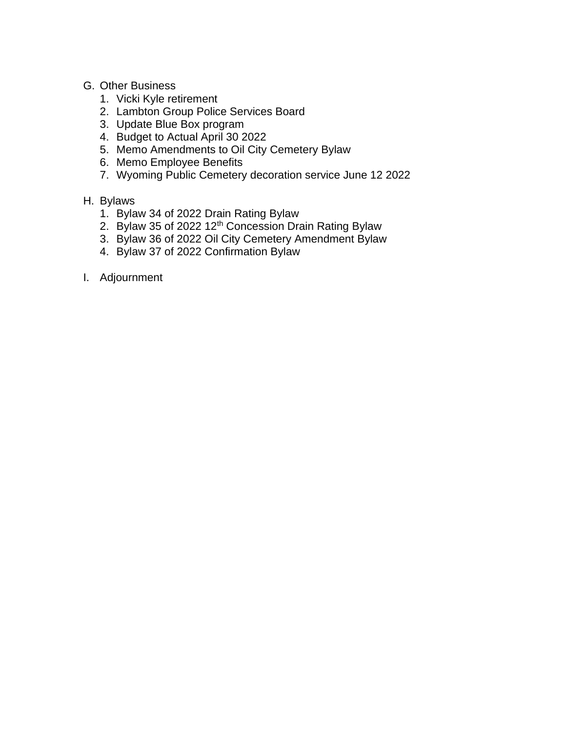G. Other Business
   1. Vicki Kyle retirement
   2. Lambton Group Police Services Board
   3. Update Blue Box program
   4. Budget to Actual April 30 2022
   5. Memo Amendments to Oil City Cemetery Bylaw
   6. Memo Employee Benefits
   7. Wyoming Public Cemetery decoration service June 12 2022

H. Bylaws
   1. Bylaw 34 of 2022 Drain Rating Bylaw
   2. Bylaw 35 of 2022 12th Concession Drain Rating Bylaw
   3. Bylaw 36 of 2022 Oil City Cemetery Amendment Bylaw
   4. Bylaw 37 of 2022 Confirmation Bylaw

I. Adjournment